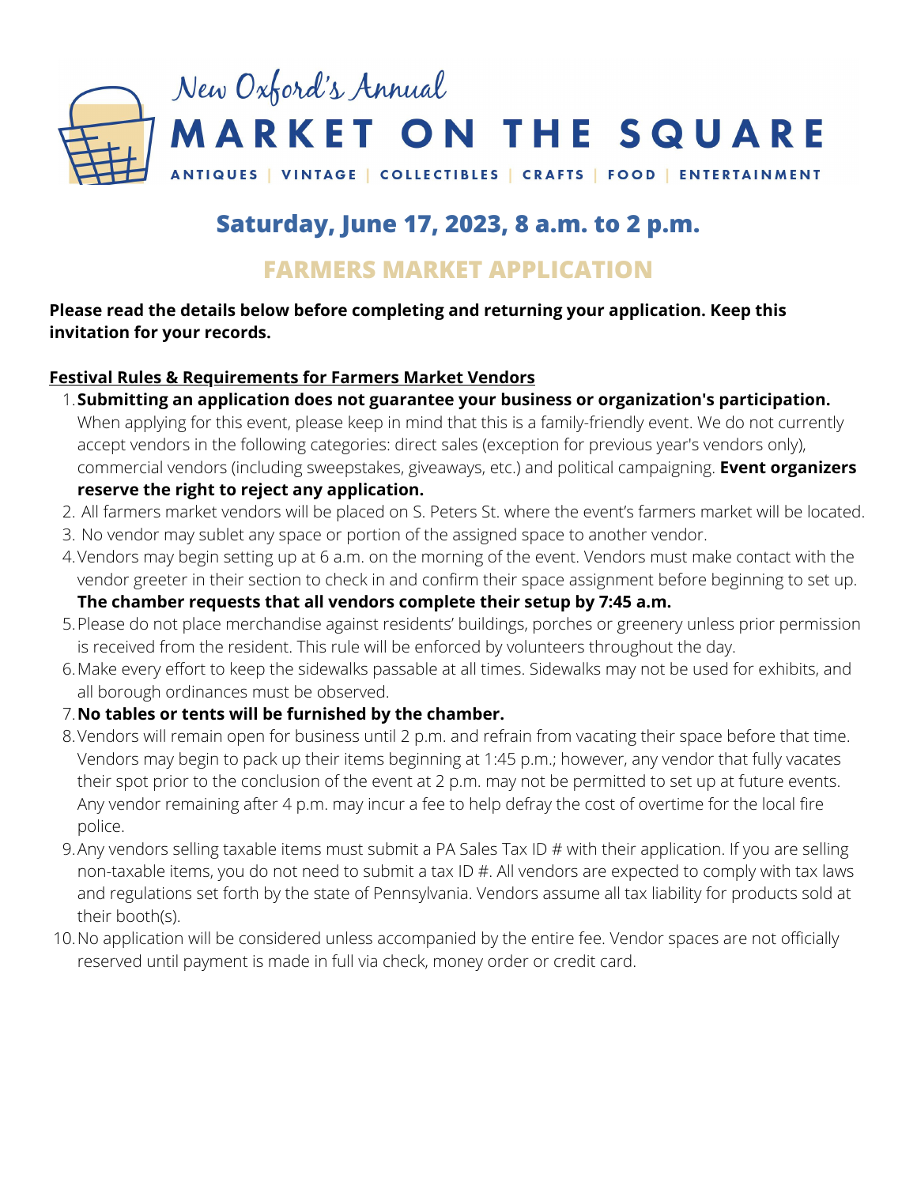New Oxford's Annual

# MARKET ON THE SQUARE

ANTIQUES | VINTAGE | COLLECTIBLES | CRAFTS | FOOD | ENTERTAINMENT

## Saturday, June 17, 2023, 8 a.m. to 2 p.m.

## FARMERS MARKET APPLICATION

**Please read the details below before completing and returning your application. Keep this invitation for your records.**

**Festival Rules & Requirements for Farmers Market Vendors**

1. **Submitting an application does not guarantee your business or organization's participation.** When applying for this event, please keep in mind that this is a family-friendly event. We do not currently accept vendors in the following categories: direct sales (exception for previous year's vendors only), commercial vendors (including sweepstakes, giveaways, etc.) and political campaigning. **Event organizers reserve the right to reject any application.**
2. All farmers market vendors will be placed on S. Peters St. where the event's farmers market will be located.
3. No vendor may sublet any space or portion of the assigned space to another vendor.
4. Vendors may begin setting up at 6 a.m. on the morning of the event. Vendors must make contact with the vendor greeter in their section to check in and confirm their space assignment before beginning to set up. **The chamber requests that all vendors complete their setup by 7:45 a.m.**
5. Please do not place merchandise against residents' buildings, porches or greenery unless prior permission is received from the resident. This rule will be enforced by volunteers throughout the day.
6. Make every effort to keep the sidewalks passable at all times. Sidewalks may not be used for exhibits, and all borough ordinances must be observed.
7. **No tables or tents will be furnished by the chamber.**
8. Vendors will remain open for business until 2 p.m. and refrain from vacating their space before that time. Vendors may begin to pack up their items beginning at 1:45 p.m.; however, any vendor that fully vacates their spot prior to the conclusion of the event at 2 p.m. may not be permitted to set up at future events. Any vendor remaining after 4 p.m. may incur a fee to help defray the cost of overtime for the local fire police.
9. Any vendors selling taxable items must submit a PA Sales Tax ID # with their application. If you are selling non-taxable items, you do not need to submit a tax ID #. All vendors are expected to comply with tax laws and regulations set forth by the state of Pennsylvania. Vendors assume all tax liability for products sold at their booth(s).
10. No application will be considered unless accompanied by the entire fee. Vendor spaces are not officially reserved until payment is made in full via check, money order or credit card.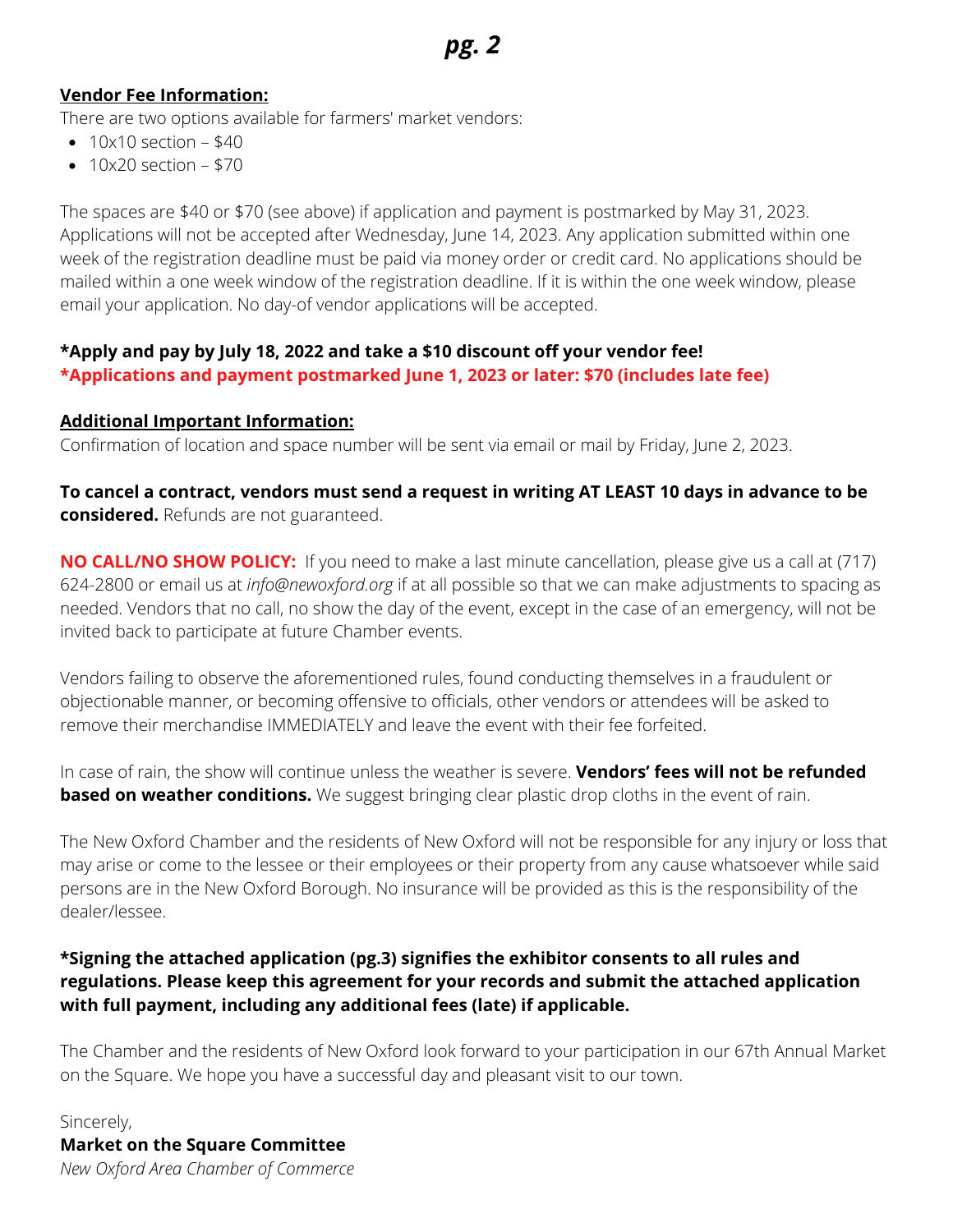**Vendor Fee Information:**

There are two options available for farmers' market vendors:

- 10x10 section – $40
- 10x20 section – $70

The spaces are $40 or $70 (see above) if application and payment is postmarked by May 31, 2023. Applications will not be accepted after Wednesday, June 14, 2023. Any application submitted within one week of the registration deadline must be paid via money order or credit card. No applications should be mailed within a one week window of the registration deadline. If it is within the one week window, please email your application. No day-of vendor applications will be accepted.

**\*Apply and pay by July 18, 2022 and take a $10 discount off your vendor fee!**
**\*Applications and payment postmarked June 1, 2023 or later: $70 (includes late fee)**

**Additional Important Information:**

Confirmation of location and space number will be sent via email or mail by Friday, June 2, 2023.

**To cancel a contract, vendors must send a request in writing AT LEAST 10 days in advance to be considered.** Refunds are not guaranteed.

**NO CALL/NO SHOW POLICY:** If you need to make a last minute cancellation, please give us a call at (717) 624-2800 or email us at *info@newoxford.org* if at all possible so that we can make adjustments to spacing as needed. Vendors that no call, no show the day of the event, except in the case of an emergency, will not be invited back to participate at future Chamber events.

Vendors failing to observe the aforementioned rules, found conducting themselves in a fraudulent or objectionable manner, or becoming offensive to officials, other vendors or attendees will be asked to remove their merchandise IMMEDIATELY and leave the event with their fee forfeited.

In case of rain, the show will continue unless the weather is severe. **Vendors' fees will not be refunded based on weather conditions.** We suggest bringing clear plastic drop cloths in the event of rain.

The New Oxford Chamber and the residents of New Oxford will not be responsible for any injury or loss that may arise or come to the lessee or their employees or their property from any cause whatsoever while said persons are in the New Oxford Borough. No insurance will be provided as this is the responsibility of the dealer/lessee.

**\*Signing the attached application (pg.3) signifies the exhibitor consents to all rules and regulations. Please keep this agreement for your records and submit the attached application with full payment, including any additional fees (late) if applicable.**

The Chamber and the residents of New Oxford look forward to your participation in our 67th Annual Market on the Square. We hope you have a successful day and pleasant visit to our town.

Sincerely,
**Market on the Square Committee**
*New Oxford Area Chamber of Commerce*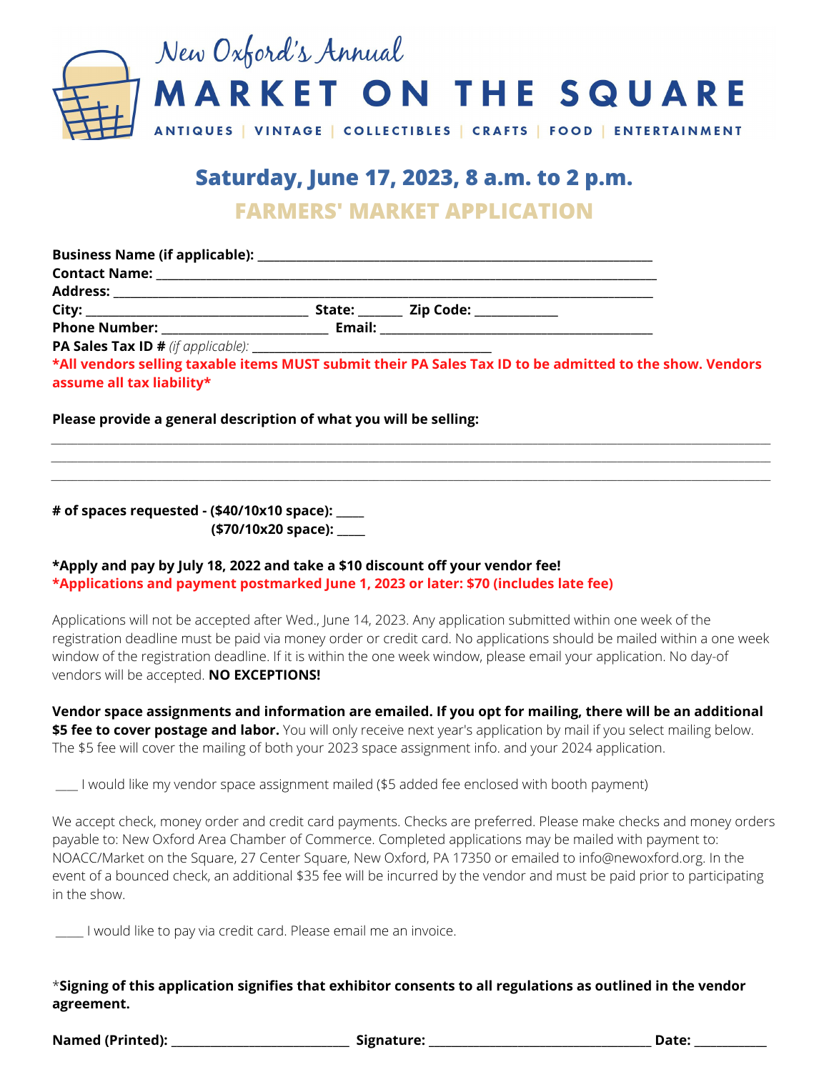New Oxford's Annual

# MARKET ON THE SQUARE

ANTIQUES | VINTAGE | COLLECTIBLES | CRAFTS | FOOD | ENTERTAINMENT

## Saturday, June 17, 2023, 8 a.m. to 2 p.m.

## FARMERS' MARKET APPLICATION

**Business Name (if applicable):** ______________________________________________

**Contact Name:** ______________________________________________

**Address:** ______________________________________________

**City:** ______________________ **State:** _____ **Zip Code:** _________

**Phone Number:** _________________ **Email:** ______________________________

**PA Sales Tax ID #** *(if applicable):* ___________________________

**\*All vendors selling taxable items MUST submit their PA Sales Tax ID to be admitted to the show. Vendors assume all tax liability\***

**Please provide a general description of what you will be selling:**

______________________________________________________________________________

______________________________________________________________________________

______________________________________________________________________________

**# of spaces requested - ($40/10x10 space): ____**

**($70/10x20 space): ____**

**\*Apply and pay by July 18, 2022 and take a $10 discount off your vendor fee!**

**\*Applications and payment postmarked June 1, 2023 or later: $70 (includes late fee)**

Applications will not be accepted after Wed., June 14, 2023. Any application submitted within one week of the registration deadline must be paid via money order or credit card. No applications should be mailed within a one week window of the registration deadline. If it is within the one week window, please email your application. No day-of vendors will be accepted. **NO EXCEPTIONS!**

**Vendor space assignments and information are emailed. If you opt for mailing, there will be an additional $5 fee to cover postage and labor.** You will only receive next year's application by mail if you select mailing below. The $5 fee will cover the mailing of both your 2023 space assignment info. and your 2024 application.

____ I would like my vendor space assignment mailed ($5 added fee enclosed with booth payment)

We accept check, money order and credit card payments. Checks are preferred. Please make checks and money orders payable to: New Oxford Area Chamber of Commerce. Completed applications may be mailed with payment to: NOACC/Market on the Square, 27 Center Square, New Oxford, PA 17350 or emailed to info@newoxford.org. In the event of a bounced check, an additional $35 fee will be incurred by the vendor and must be paid prior to participating in the show.

_____ I would like to pay via credit card. Please email me an invoice.

\***Signing of this application signifies that exhibitor consents to all regulations as outlined in the vendor agreement.**

**Named (Printed):** ____________________ **Signature:** ________________________ **Date:** _________